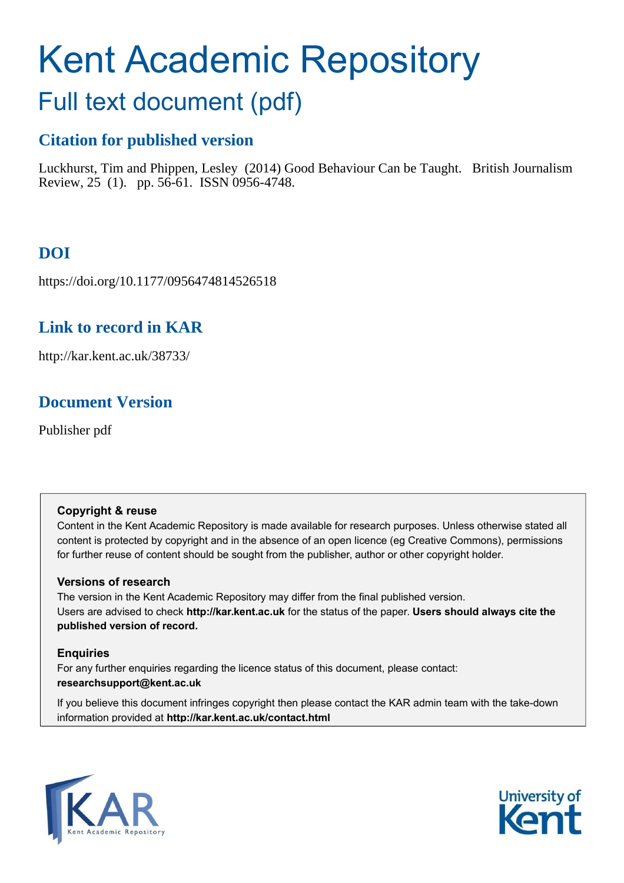# Kent Academic Repository

## Full text document (pdf)

### Citation for published version

Luckhurst, Tim and Phippen, Lesley (2014) Good Behaviour Can be Taught. British Journalism Review, 25 (1). pp. 56-61. ISSN 0956-4748.

### DOI

https://doi.org/10.1177/0956474814526518

### Link to record in KAR

http://kar.kent.ac.uk/38733/

### Document Version

Publisher pdf

**Copyright & reuse**

Content in the Kent Academic Repository is made available for research purposes. Unless otherwise stated all content is protected by copyright and in the absence of an open licence (eg Creative Commons), permissions for further reuse of content should be sought from the publisher, author or other copyright holder.

**Versions of research**

The version in the Kent Academic Repository may differ from the final published version. Users are advised to check **http://kar.kent.ac.uk** for the status of the paper. **Users should always cite the published version of record.**

**Enquiries**

For any further enquiries regarding the licence status of this document, please contact: **researchsupport@kent.ac.uk**

If you believe this document infringes copyright then please contact the KAR admin team with the take-down information provided at **http://kar.kent.ac.uk/contact.html**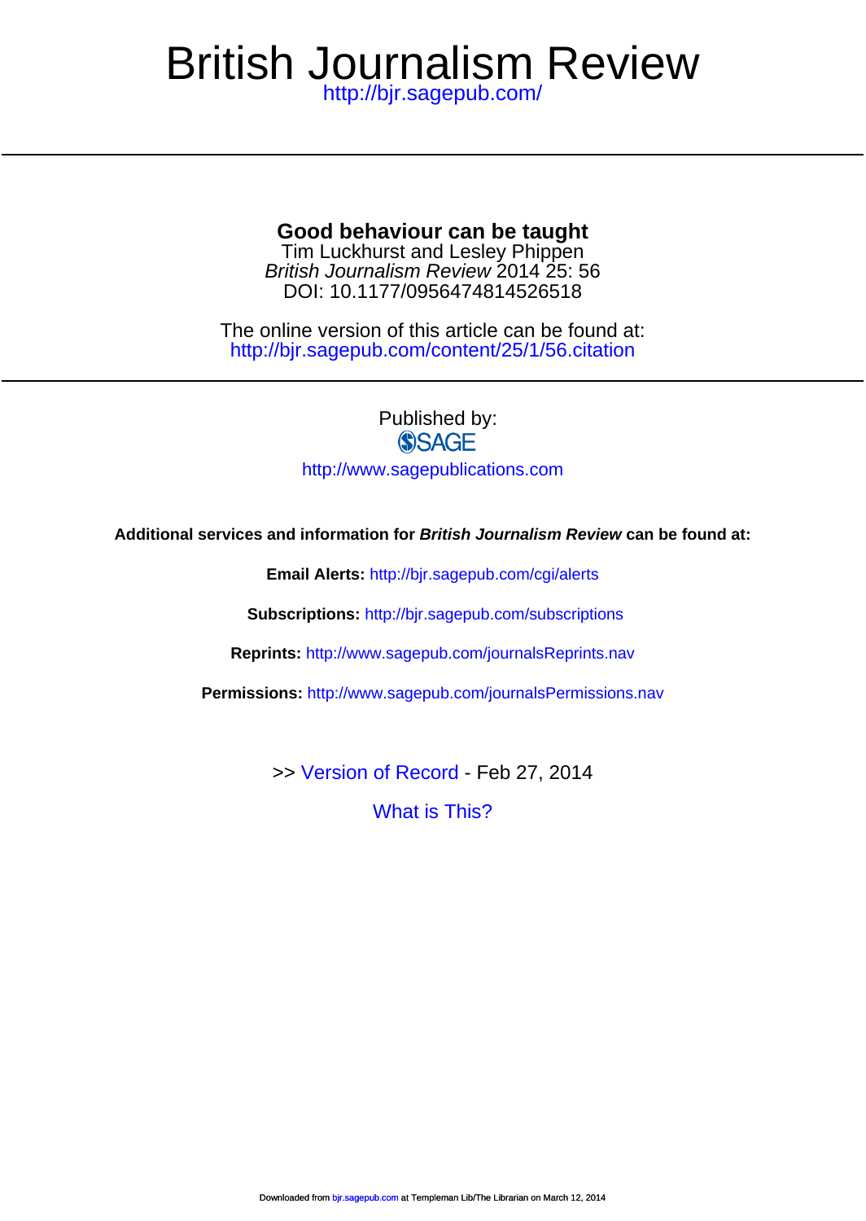# British Journalism Review

http://bjr.sagepub.com/

---

## Good behaviour can be taught

Tim Luckhurst and Lesley Phippen

*British Journalism Review* 2014 25: 56

DOI: 10.1177/0956474814526518

The online version of this article can be found at:

http://bjr.sagepub.com/content/25/1/56.citation

---

Published by:

SAGE

http://www.sagepublications.com

**Additional services and information for *British Journalism Review* can be found at:**

**Email Alerts:** http://bjr.sagepub.com/cgi/alerts

**Subscriptions:** http://bjr.sagepub.com/subscriptions

**Reprints:** http://www.sagepub.com/journalsReprints.nav

**Permissions:** http://www.sagepub.com/journalsPermissions.nav

>> Version of Record - Feb 27, 2014

What is This?

Downloaded from bjr.sagepub.com at Templeman Lib/The Librarian on March 12, 2014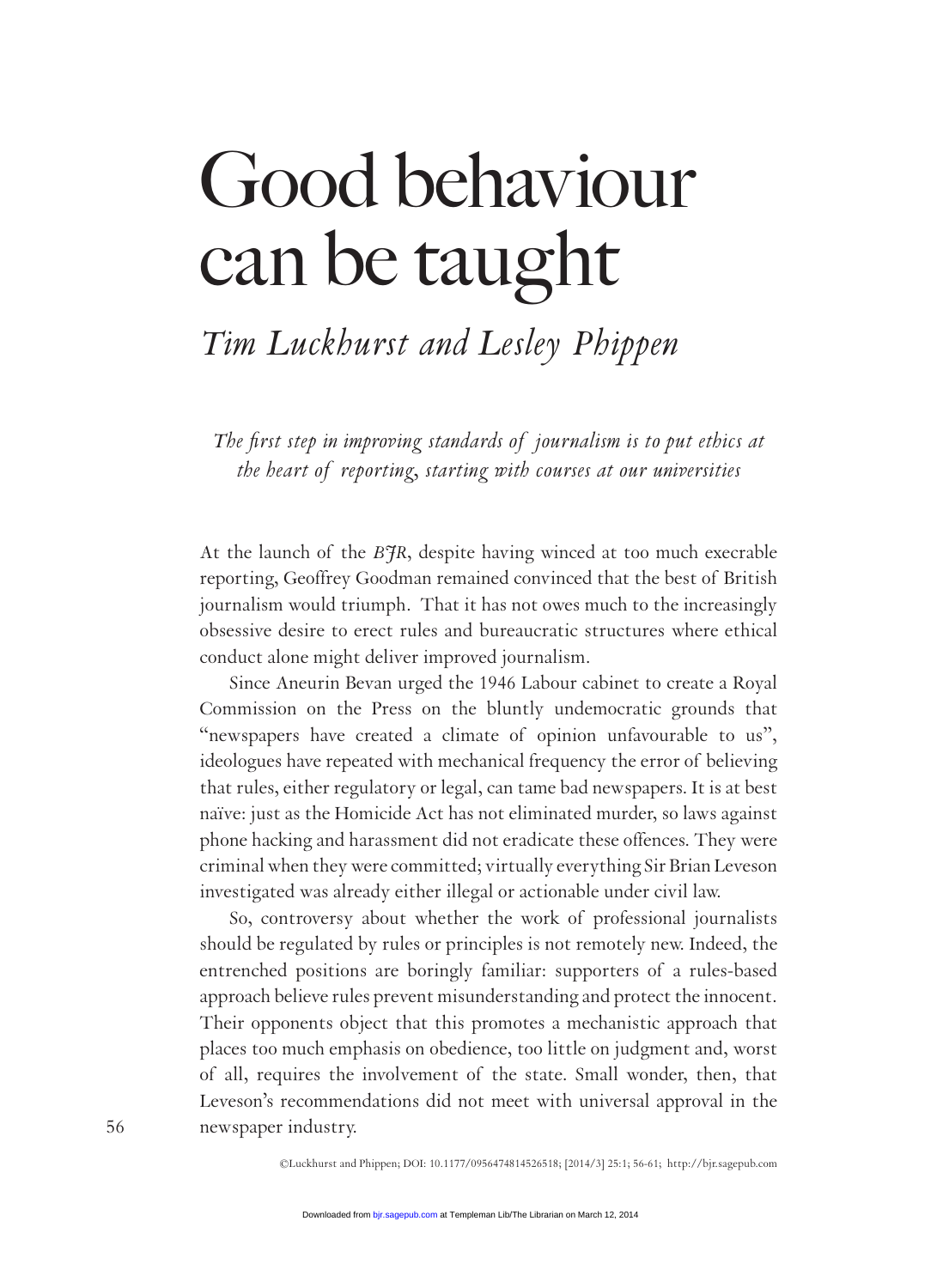# Good behaviour can be taught

*Tim Luckhurst and Lesley Phippen*

*The first step in improving standards of journalism is to put ethics at the heart of reporting, starting with courses at our universities*

At the launch of the *BJR*, despite having winced at too much execrable reporting, Geoffrey Goodman remained convinced that the best of British journalism would triumph. That it has not owes much to the increasingly obsessive desire to erect rules and bureaucratic structures where ethical conduct alone might deliver improved journalism.

Since Aneurin Bevan urged the 1946 Labour cabinet to create a Royal Commission on the Press on the bluntly undemocratic grounds that "newspapers have created a climate of opinion unfavourable to us", ideologues have repeated with mechanical frequency the error of believing that rules, either regulatory or legal, can tame bad newspapers. It is at best naïve: just as the Homicide Act has not eliminated murder, so laws against phone hacking and harassment did not eradicate these offences. They were criminal when they were committed; virtually everything Sir Brian Leveson investigated was already either illegal or actionable under civil law.

So, controversy about whether the work of professional journalists should be regulated by rules or principles is not remotely new. Indeed, the entrenched positions are boringly familiar: supporters of a rules-based approach believe rules prevent misunderstanding and protect the innocent. Their opponents object that this promotes a mechanistic approach that places too much emphasis on obedience, too little on judgment and, worst of all, requires the involvement of the state. Small wonder, then, that Leveson's recommendations did not meet with universal approval in the newspaper industry.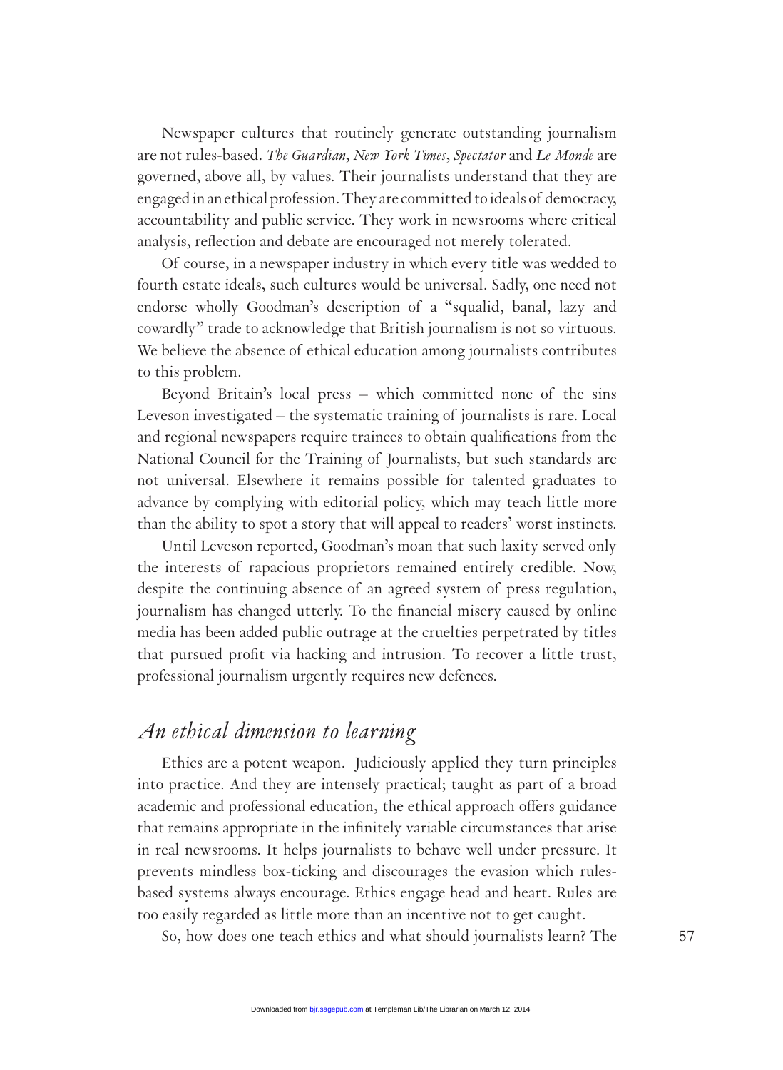Newspaper cultures that routinely generate outstanding journalism are not rules-based. *The Guardian*, *New York Times*, *Spectator* and *Le Monde* are governed, above all, by values. Their journalists understand that they are engaged in an ethical profession. They are committed to ideals of democracy, accountability and public service. They work in newsrooms where critical analysis, reflection and debate are encouraged not merely tolerated.

Of course, in a newspaper industry in which every title was wedded to fourth estate ideals, such cultures would be universal. Sadly, one need not endorse wholly Goodman's description of a "squalid, banal, lazy and cowardly" trade to acknowledge that British journalism is not so virtuous. We believe the absence of ethical education among journalists contributes to this problem.

Beyond Britain's local press – which committed none of the sins Leveson investigated – the systematic training of journalists is rare. Local and regional newspapers require trainees to obtain qualifications from the National Council for the Training of Journalists, but such standards are not universal. Elsewhere it remains possible for talented graduates to advance by complying with editorial policy, which may teach little more than the ability to spot a story that will appeal to readers' worst instincts.

Until Leveson reported, Goodman's moan that such laxity served only the interests of rapacious proprietors remained entirely credible. Now, despite the continuing absence of an agreed system of press regulation, journalism has changed utterly. To the financial misery caused by online media has been added public outrage at the cruelties perpetrated by titles that pursued profit via hacking and intrusion. To recover a little trust, professional journalism urgently requires new defences.

## *An ethical dimension to learning*

Ethics are a potent weapon. Judiciously applied they turn principles into practice. And they are intensely practical; taught as part of a broad academic and professional education, the ethical approach offers guidance that remains appropriate in the infinitely variable circumstances that arise in real newsrooms. It helps journalists to behave well under pressure. It prevents mindless box-ticking and discourages the evasion which rules-based systems always encourage. Ethics engage head and heart. Rules are too easily regarded as little more than an incentive not to get caught.

So, how does one teach ethics and what should journalists learn? The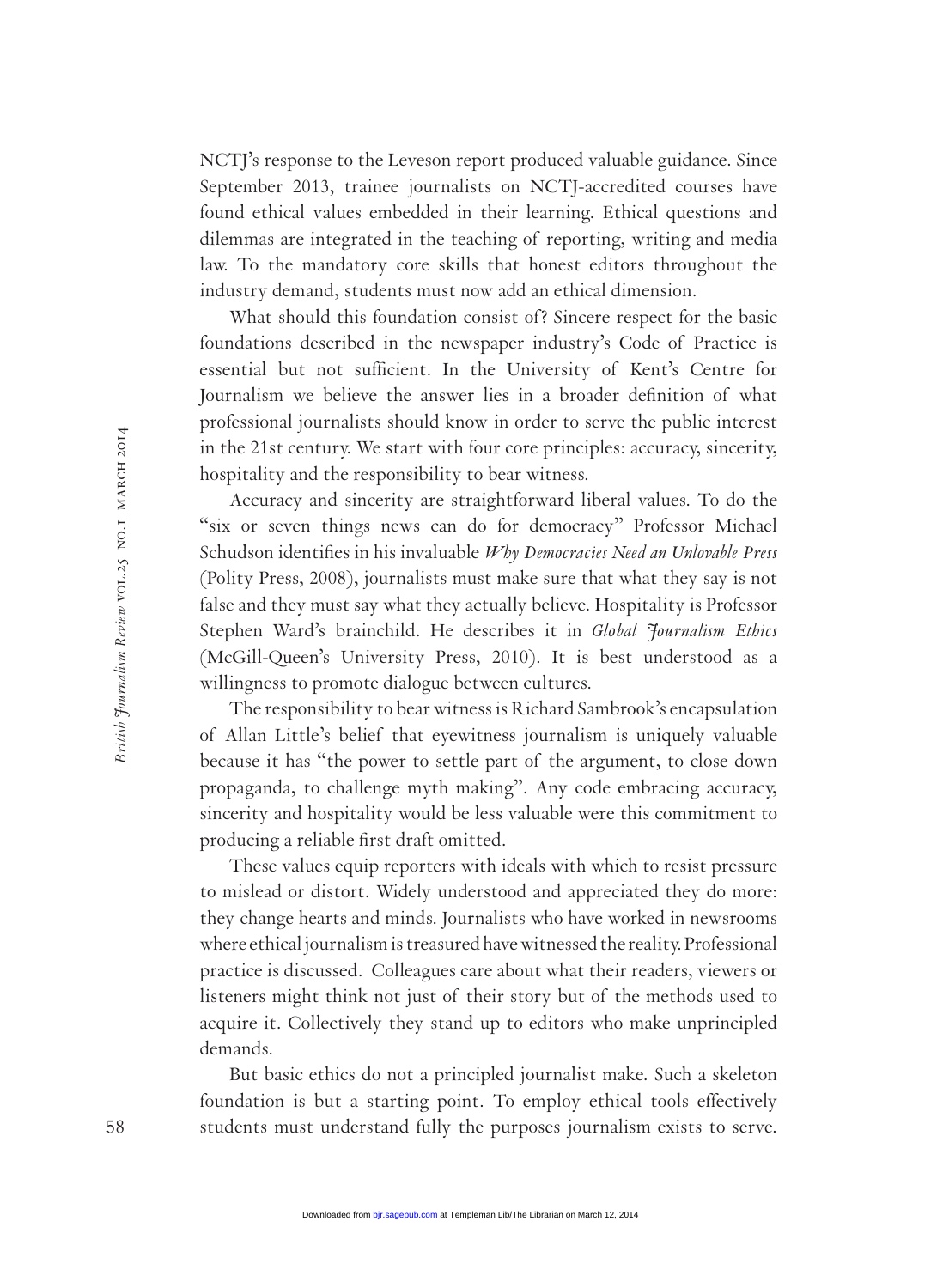NCTJ's response to the Leveson report produced valuable guidance. Since September 2013, trainee journalists on NCTJ-accredited courses have found ethical values embedded in their learning. Ethical questions and dilemmas are integrated in the teaching of reporting, writing and media law. To the mandatory core skills that honest editors throughout the industry demand, students must now add an ethical dimension.

What should this foundation consist of? Sincere respect for the basic foundations described in the newspaper industry's Code of Practice is essential but not sufficient. In the University of Kent's Centre for Journalism we believe the answer lies in a broader definition of what professional journalists should know in order to serve the public interest in the 21st century. We start with four core principles: accuracy, sincerity, hospitality and the responsibility to bear witness.

Accuracy and sincerity are straightforward liberal values. To do the "six or seven things news can do for democracy" Professor Michael Schudson identifies in his invaluable *Why Democracies Need an Unlovable Press* (Polity Press, 2008), journalists must make sure that what they say is not false and they must say what they actually believe. Hospitality is Professor Stephen Ward's brainchild. He describes it in *Global Journalism Ethics* (McGill-Queen's University Press, 2010). It is best understood as a willingness to promote dialogue between cultures.

The responsibility to bear witness is Richard Sambrook's encapsulation of Allan Little's belief that eyewitness journalism is uniquely valuable because it has "the power to settle part of the argument, to close down propaganda, to challenge myth making". Any code embracing accuracy, sincerity and hospitality would be less valuable were this commitment to producing a reliable first draft omitted.

These values equip reporters with ideals with which to resist pressure to mislead or distort. Widely understood and appreciated they do more: they change hearts and minds. Journalists who have worked in newsrooms where ethical journalism is treasured have witnessed the reality. Professional practice is discussed. Colleagues care about what their readers, viewers or listeners might think not just of their story but of the methods used to acquire it. Collectively they stand up to editors who make unprincipled demands.

But basic ethics do not a principled journalist make. Such a skeleton foundation is but a starting point. To employ ethical tools effectively students must understand fully the purposes journalism exists to serve.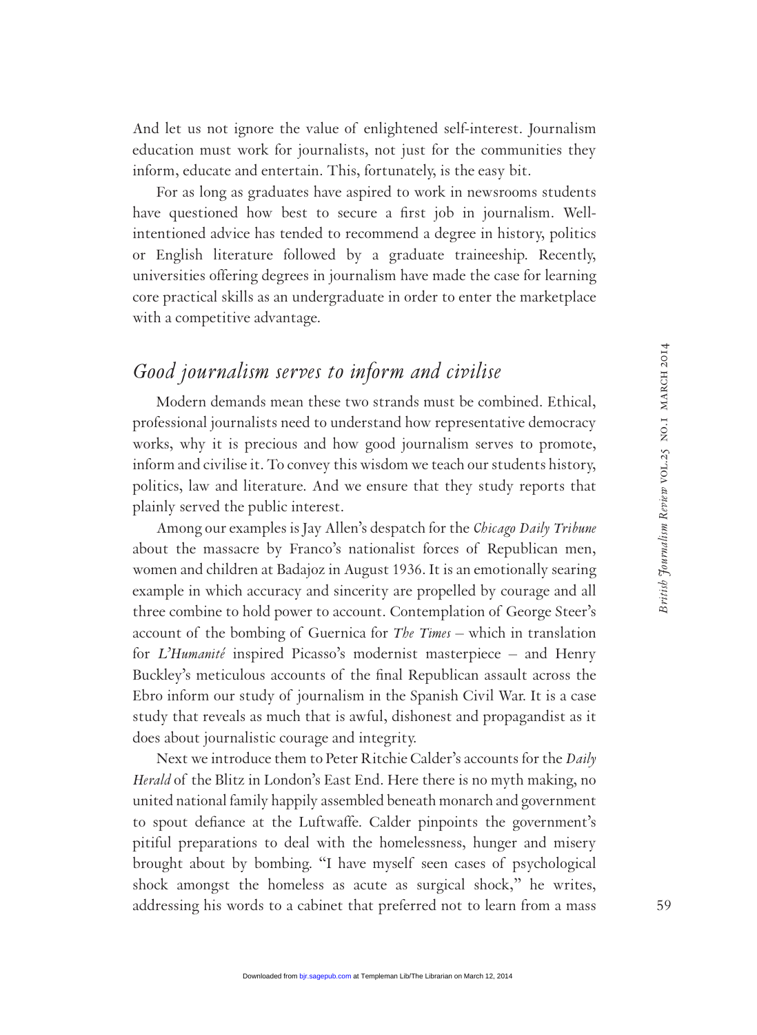And let us not ignore the value of enlightened self-interest. Journalism education must work for journalists, not just for the communities they inform, educate and entertain. This, fortunately, is the easy bit.

For as long as graduates have aspired to work in newsrooms students have questioned how best to secure a first job in journalism. Well-intentioned advice has tended to recommend a degree in history, politics or English literature followed by a graduate traineeship. Recently, universities offering degrees in journalism have made the case for learning core practical skills as an undergraduate in order to enter the marketplace with a competitive advantage.

## *Good journalism serves to inform and civilise*

Modern demands mean these two strands must be combined. Ethical, professional journalists need to understand how representative democracy works, why it is precious and how good journalism serves to promote, inform and civilise it. To convey this wisdom we teach our students history, politics, law and literature. And we ensure that they study reports that plainly served the public interest.

Among our examples is Jay Allen's despatch for the *Chicago Daily Tribune* about the massacre by Franco's nationalist forces of Republican men, women and children at Badajoz in August 1936. It is an emotionally searing example in which accuracy and sincerity are propelled by courage and all three combine to hold power to account. Contemplation of George Steer's account of the bombing of Guernica for *The Times* – which in translation for *L'Humanité* inspired Picasso's modernist masterpiece – and Henry Buckley's meticulous accounts of the final Republican assault across the Ebro inform our study of journalism in the Spanish Civil War. It is a case study that reveals as much that is awful, dishonest and propagandist as it does about journalistic courage and integrity.

Next we introduce them to Peter Ritchie Calder's accounts for the *Daily Herald* of the Blitz in London's East End. Here there is no myth making, no united national family happily assembled beneath monarch and government to spout defiance at the Luftwaffe. Calder pinpoints the government's pitiful preparations to deal with the homelessness, hunger and misery brought about by bombing. "I have myself seen cases of psychological shock amongst the homeless as acute as surgical shock," he writes, addressing his words to a cabinet that preferred not to learn from a mass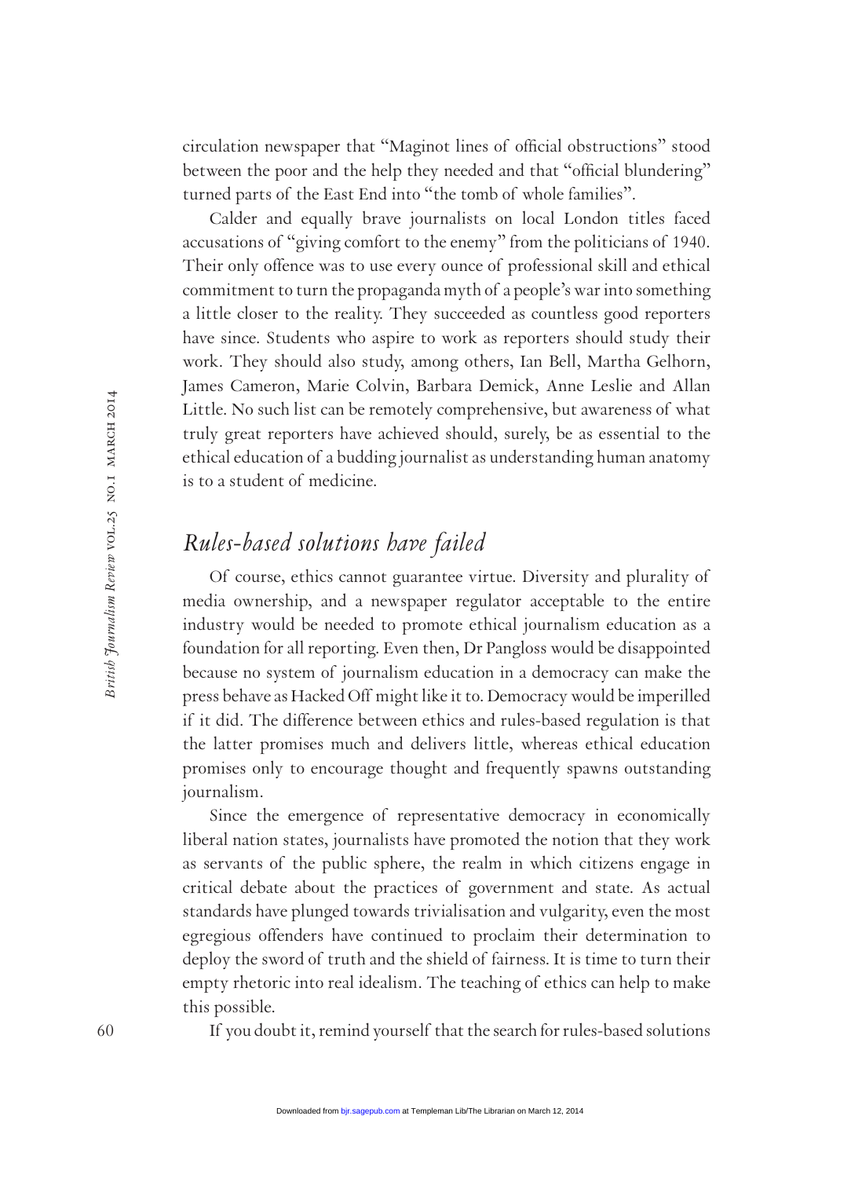circulation newspaper that "Maginot lines of official obstructions" stood between the poor and the help they needed and that "official blundering" turned parts of the East End into "the tomb of whole families".

Calder and equally brave journalists on local London titles faced accusations of "giving comfort to the enemy" from the politicians of 1940. Their only offence was to use every ounce of professional skill and ethical commitment to turn the propaganda myth of a people's war into something a little closer to the reality. They succeeded as countless good reporters have since. Students who aspire to work as reporters should study their work. They should also study, among others, Ian Bell, Martha Gelhorn, James Cameron, Marie Colvin, Barbara Demick, Anne Leslie and Allan Little. No such list can be remotely comprehensive, but awareness of what truly great reporters have achieved should, surely, be as essential to the ethical education of a budding journalist as understanding human anatomy is to a student of medicine.

## *Rules-based solutions have failed*

Of course, ethics cannot guarantee virtue. Diversity and plurality of media ownership, and a newspaper regulator acceptable to the entire industry would be needed to promote ethical journalism education as a foundation for all reporting. Even then, Dr Pangloss would be disappointed because no system of journalism education in a democracy can make the press behave as Hacked Off might like it to. Democracy would be imperilled if it did. The difference between ethics and rules-based regulation is that the latter promises much and delivers little, whereas ethical education promises only to encourage thought and frequently spawns outstanding journalism.

Since the emergence of representative democracy in economically liberal nation states, journalists have promoted the notion that they work as servants of the public sphere, the realm in which citizens engage in critical debate about the practices of government and state. As actual standards have plunged towards trivialisation and vulgarity, even the most egregious offenders have continued to proclaim their determination to deploy the sword of truth and the shield of fairness. It is time to turn their empty rhetoric into real idealism. The teaching of ethics can help to make this possible.

If you doubt it, remind yourself that the search for rules-based solutions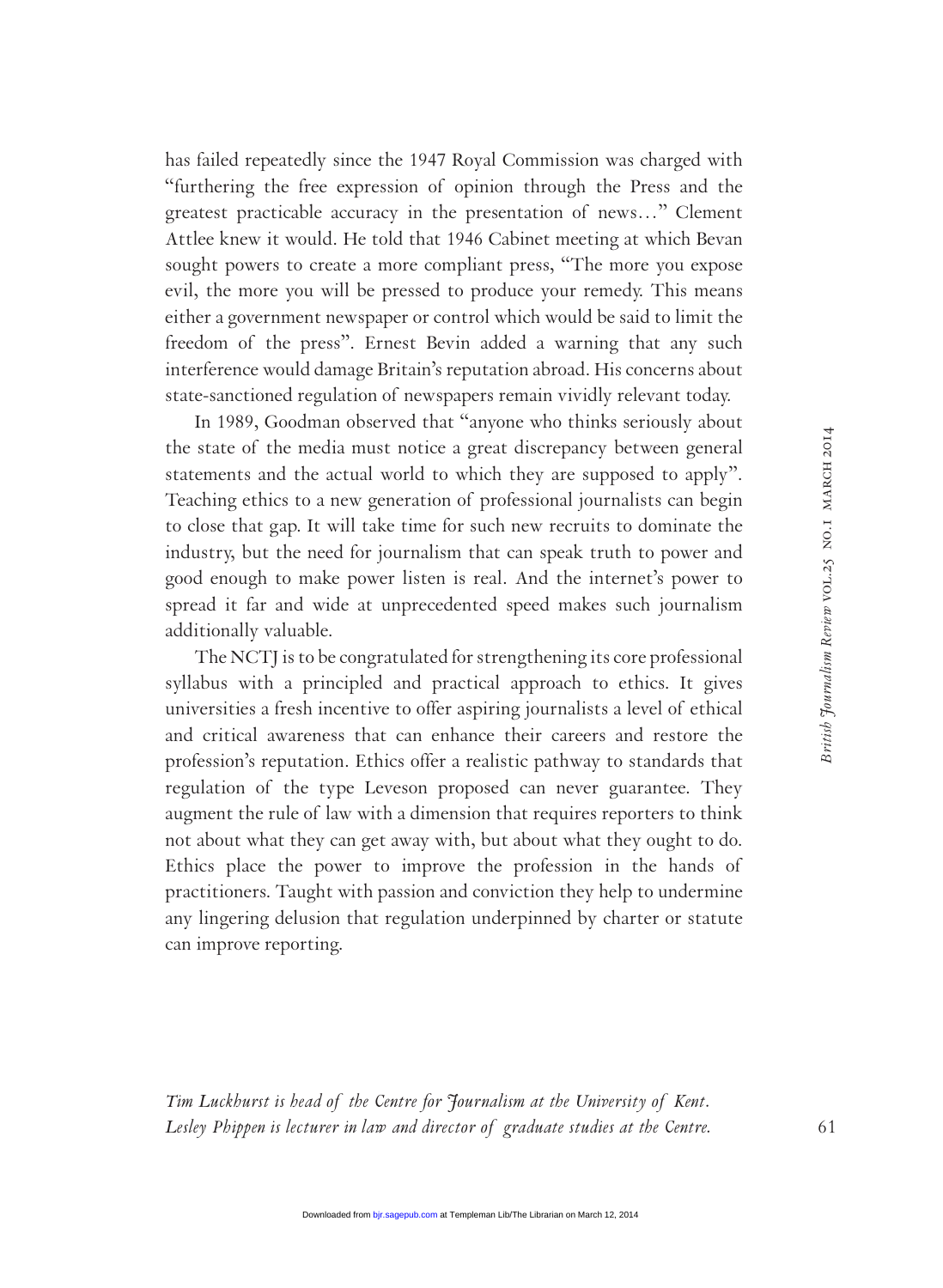has failed repeatedly since the 1947 Royal Commission was charged with "furthering the free expression of opinion through the Press and the greatest practicable accuracy in the presentation of news…" Clement Attlee knew it would. He told that 1946 Cabinet meeting at which Bevan sought powers to create a more compliant press, "The more you expose evil, the more you will be pressed to produce your remedy. This means either a government newspaper or control which would be said to limit the freedom of the press". Ernest Bevin added a warning that any such interference would damage Britain's reputation abroad. His concerns about state-sanctioned regulation of newspapers remain vividly relevant today.

In 1989, Goodman observed that "anyone who thinks seriously about the state of the media must notice a great discrepancy between general statements and the actual world to which they are supposed to apply". Teaching ethics to a new generation of professional journalists can begin to close that gap. It will take time for such new recruits to dominate the industry, but the need for journalism that can speak truth to power and good enough to make power listen is real. And the internet's power to spread it far and wide at unprecedented speed makes such journalism additionally valuable.

The NCTJ is to be congratulated for strengthening its core professional syllabus with a principled and practical approach to ethics. It gives universities a fresh incentive to offer aspiring journalists a level of ethical and critical awareness that can enhance their careers and restore the profession's reputation. Ethics offer a realistic pathway to standards that regulation of the type Leveson proposed can never guarantee. They augment the rule of law with a dimension that requires reporters to think not about what they can get away with, but about what they ought to do. Ethics place the power to improve the profession in the hands of practitioners. Taught with passion and conviction they help to undermine any lingering delusion that regulation underpinned by charter or statute can improve reporting.

*Tim Luckhurst is head of the Centre for Journalism at the University of Kent. Lesley Phippen is lecturer in law and director of graduate studies at the Centre.*